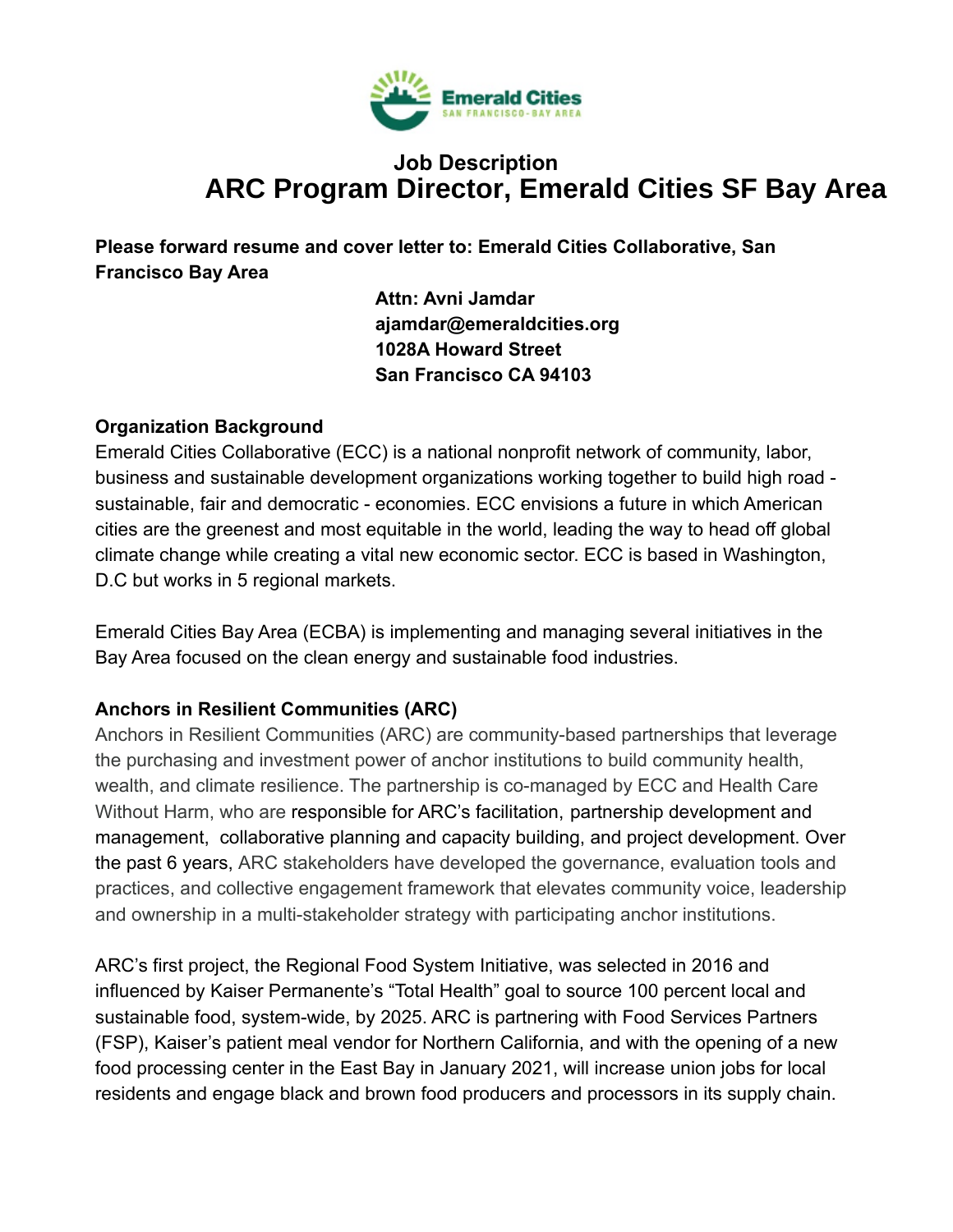# Job Description
# ARC Program Director, Emerald Cities SF Bay Area

**Please forward resume and cover letter to: Emerald Cities Collaborative, San Francisco Bay Area**

**Attn: Avni Jamdar**
**ajamdar@emeraldcities.org**
**1028A Howard Street**
**San Francisco CA 94103**

## Organization Background

Emerald Cities Collaborative (ECC) is a national nonprofit network of community, labor, business and sustainable development organizations working together to build high road - sustainable, fair and democratic - economies. ECC envisions a future in which American cities are the greenest and most equitable in the world, leading the way to head off global climate change while creating a vital new economic sector. ECC is based in Washington, D.C but works in 5 regional markets.

Emerald Cities Bay Area (ECBA) is implementing and managing several initiatives in the Bay Area focused on the clean energy and sustainable food industries.

## Anchors in Resilient Communities (ARC)

Anchors in Resilient Communities (ARC) are community-based partnerships that leverage the purchasing and investment power of anchor institutions to build community health, wealth, and climate resilience. The partnership is co-managed by ECC and Health Care Without Harm, who are responsible for ARC's facilitation, partnership development and management, collaborative planning and capacity building, and project development. Over the past 6 years, ARC stakeholders have developed the governance, evaluation tools and practices, and collective engagement framework that elevates community voice, leadership and ownership in a multi-stakeholder strategy with participating anchor institutions.

ARC's first project, the Regional Food System Initiative, was selected in 2016 and influenced by Kaiser Permanente's "Total Health" goal to source 100 percent local and sustainable food, system-wide, by 2025. ARC is partnering with Food Services Partners (FSP), Kaiser's patient meal vendor for Northern California, and with the opening of a new food processing center in the East Bay in January 2021, will increase union jobs for local residents and engage black and brown food producers and processors in its supply chain.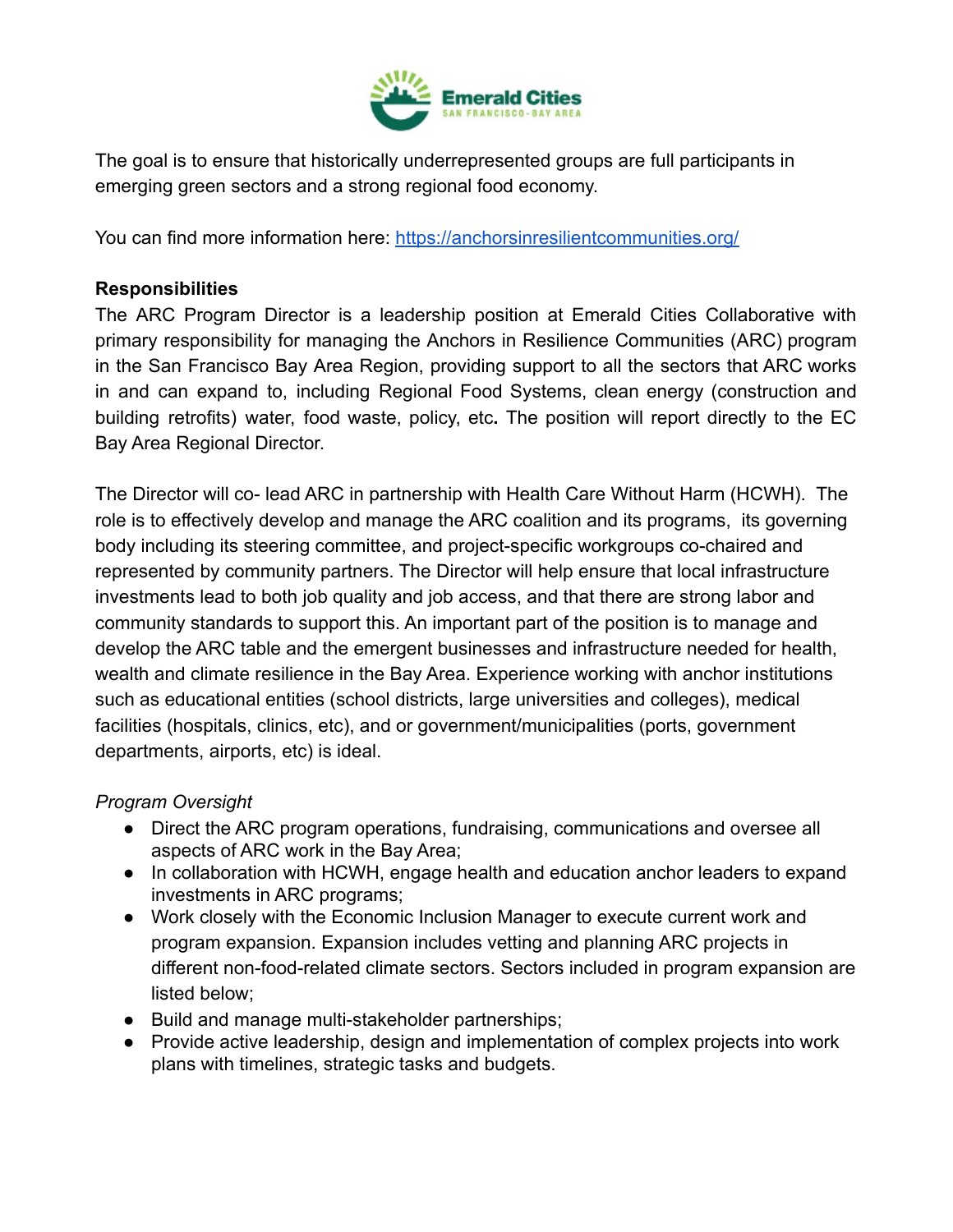The goal is to ensure that historically underrepresented groups are full participants in emerging green sectors and a strong regional food economy.

You can find more information here: [https://anchorsinresilientcommunities.org/](https://anchorsinresilientcommunities.org/)

**Responsibilities**

The ARC Program Director is a leadership position at Emerald Cities Collaborative with primary responsibility for managing the Anchors in Resilience Communities (ARC) program in the San Francisco Bay Area Region, providing support to all the sectors that ARC works in and can expand to, including Regional Food Systems, clean energy (construction and building retrofits) water, food waste, policy, etc**.** The position will report directly to the EC Bay Area Regional Director.

The Director will co- lead ARC in partnership with Health Care Without Harm (HCWH). The role is to effectively develop and manage the ARC coalition and its programs, its governing body including its steering committee, and project-specific workgroups co-chaired and represented by community partners. The Director will help ensure that local infrastructure investments lead to both job quality and job access, and that there are strong labor and community standards to support this. An important part of the position is to manage and develop the ARC table and the emergent businesses and infrastructure needed for health, wealth and climate resilience in the Bay Area. Experience working with anchor institutions such as educational entities (school districts, large universities and colleges), medical facilities (hospitals, clinics, etc), and or government/municipalities (ports, government departments, airports, etc) is ideal.

*Program Oversight*

- Direct the ARC program operations, fundraising, communications and oversee all aspects of ARC work in the Bay Area;
- In collaboration with HCWH, engage health and education anchor leaders to expand investments in ARC programs;
- Work closely with the Economic Inclusion Manager to execute current work and program expansion. Expansion includes vetting and planning ARC projects in different non-food-related climate sectors. Sectors included in program expansion are listed below;
- Build and manage multi-stakeholder partnerships;
- Provide active leadership, design and implementation of complex projects into work plans with timelines, strategic tasks and budgets.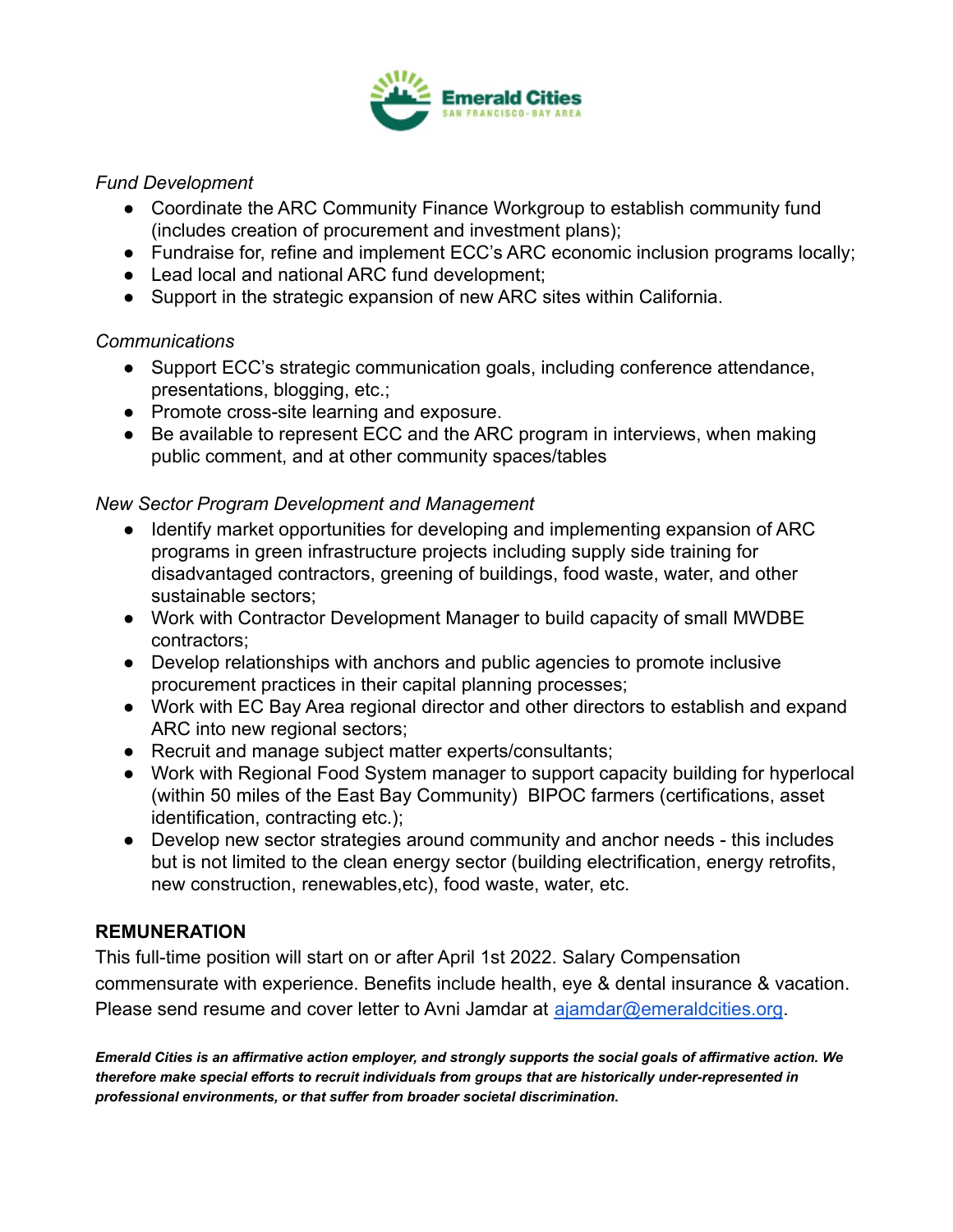*Fund Development*

- Coordinate the ARC Community Finance Workgroup to establish community fund (includes creation of procurement and investment plans);
- Fundraise for, refine and implement ECC's ARC economic inclusion programs locally;
- Lead local and national ARC fund development;
- Support in the strategic expansion of new ARC sites within California.

*Communications*

- Support ECC's strategic communication goals, including conference attendance, presentations, blogging, etc.;
- Promote cross-site learning and exposure.
- Be available to represent ECC and the ARC program in interviews, when making public comment, and at other community spaces/tables

*New Sector Program Development and Management*

- Identify market opportunities for developing and implementing expansion of ARC programs in green infrastructure projects including supply side training for disadvantaged contractors, greening of buildings, food waste, water, and other sustainable sectors;
- Work with Contractor Development Manager to build capacity of small MWDBE contractors;
- Develop relationships with anchors and public agencies to promote inclusive procurement practices in their capital planning processes;
- Work with EC Bay Area regional director and other directors to establish and expand ARC into new regional sectors;
- Recruit and manage subject matter experts/consultants;
- Work with Regional Food System manager to support capacity building for hyperlocal (within 50 miles of the East Bay Community) BIPOC farmers (certifications, asset identification, contracting etc.);
- Develop new sector strategies around community and anchor needs - this includes but is not limited to the clean energy sector (building electrification, energy retrofits, new construction, renewables,etc), food waste, water, etc.

## REMUNERATION

This full-time position will start on or after April 1st 2022. Salary Compensation commensurate with experience. Benefits include health, eye & dental insurance & vacation. Please send resume and cover letter to Avni Jamdar at ajamdar@emeraldcities.org.

***Emerald Cities is an affirmative action employer, and strongly supports the social goals of affirmative action. We therefore make special efforts to recruit individuals from groups that are historically under-represented in professional environments, or that suffer from broader societal discrimination.***